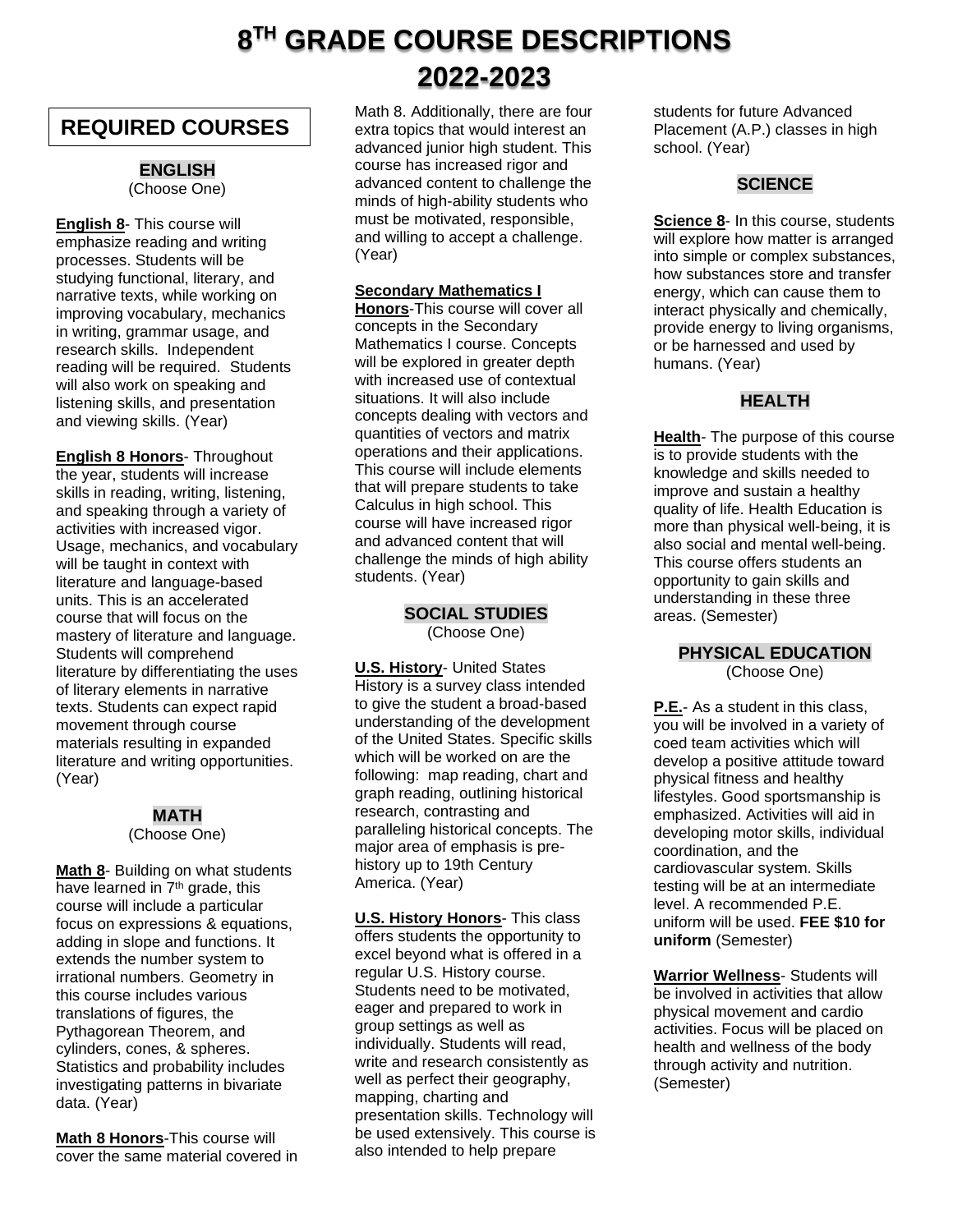# 8TH GRADE COURSE DESCRIPTIONS 2022-2023

## REQUIRED COURSES

### ENGLISH
(Choose One)

**English 8**- This course will emphasize reading and writing processes. Students will be studying functional, literary, and narrative texts, while working on improving vocabulary, mechanics in writing, grammar usage, and research skills. Independent reading will be required. Students will also work on speaking and listening skills, and presentation and viewing skills. (Year)

**English 8 Honors**- Throughout the year, students will increase skills in reading, writing, listening, and speaking through a variety of activities with increased vigor. Usage, mechanics, and vocabulary will be taught in context with literature and language-based units. This is an accelerated course that will focus on the mastery of literature and language. Students will comprehend literature by differentiating the uses of literary elements in narrative texts. Students can expect rapid movement through course materials resulting in expanded literature and writing opportunities. (Year)

### MATH
(Choose One)

**Math 8**- Building on what students have learned in 7th grade, this course will include a particular focus on expressions & equations, adding in slope and functions. It extends the number system to irrational numbers. Geometry in this course includes various translations of figures, the Pythagorean Theorem, and cylinders, cones, & spheres. Statistics and probability includes investigating patterns in bivariate data. (Year)

**Math 8 Honors**-This course will cover the same material covered in Math 8. Additionally, there are four extra topics that would interest an advanced junior high student. This course has increased rigor and advanced content to challenge the minds of high-ability students who must be motivated, responsible, and willing to accept a challenge. (Year)

**Secondary Mathematics I Honors**-This course will cover all concepts in the Secondary Mathematics I course. Concepts will be explored in greater depth with increased use of contextual situations. It will also include concepts dealing with vectors and quantities of vectors and matrix operations and their applications. This course will include elements that will prepare students to take Calculus in high school. This course will have increased rigor and advanced content that will challenge the minds of high ability students. (Year)

### SOCIAL STUDIES
(Choose One)

**U.S. History**- United States History is a survey class intended to give the student a broad-based understanding of the development of the United States. Specific skills which will be worked on are the following: map reading, chart and graph reading, outlining historical research, contrasting and paralleling historical concepts. The major area of emphasis is pre-history up to 19th Century America. (Year)

**U.S. History Honors**- This class offers students the opportunity to excel beyond what is offered in a regular U.S. History course. Students need to be motivated, eager and prepared to work in group settings as well as individually. Students will read, write and research consistently as well as perfect their geography, mapping, charting and presentation skills. Technology will be used extensively. This course is also intended to help prepare students for future Advanced Placement (A.P.) classes in high school. (Year)

### SCIENCE

**Science 8**- In this course, students will explore how matter is arranged into simple or complex substances, how substances store and transfer energy, which can cause them to interact physically and chemically, provide energy to living organisms, or be harnessed and used by humans. (Year)

### HEALTH

**Health**- The purpose of this course is to provide students with the knowledge and skills needed to improve and sustain a healthy quality of life. Health Education is more than physical well-being, it is also social and mental well-being. This course offers students an opportunity to gain skills and understanding in these three areas. (Semester)

### PHYSICAL EDUCATION
(Choose One)

**P.E.**- As a student in this class, you will be involved in a variety of coed team activities which will develop a positive attitude toward physical fitness and healthy lifestyles. Good sportsmanship is emphasized. Activities will aid in developing motor skills, individual coordination, and the cardiovascular system. Skills testing will be at an intermediate level. A recommended P.E. uniform will be used. **FEE $10 for uniform** (Semester)

**Warrior Wellness**- Students will be involved in activities that allow physical movement and cardio activities. Focus will be placed on health and wellness of the body through activity and nutrition. (Semester)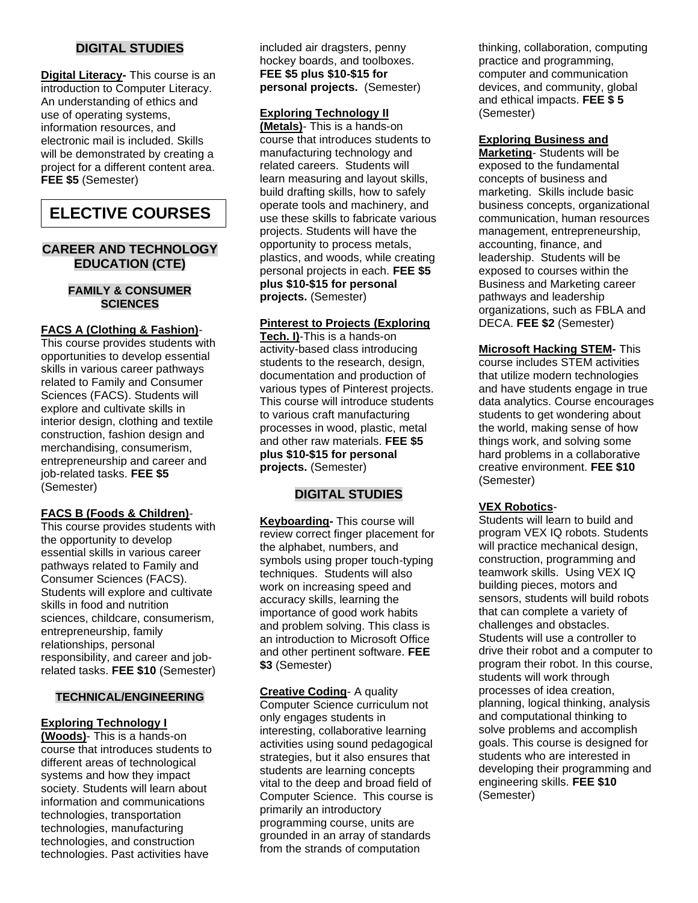## DIGITAL STUDIES

**Digital Literacy-** This course is an introduction to Computer Literacy. An understanding of ethics and use of operating systems, information resources, and electronic mail is included. Skills will be demonstrated by creating a project for a different content area. **FEE $5** (Semester)

# ELECTIVE COURSES

## CAREER AND TECHNOLOGY EDUCATION (CTE)

### FAMILY & CONSUMER SCIENCES

**FACS A (Clothing & Fashion)**- This course provides students with opportunities to develop essential skills in various career pathways related to Family and Consumer Sciences (FACS). Students will explore and cultivate skills in interior design, clothing and textile construction, fashion design and merchandising, consumerism, entrepreneurship and career and job-related tasks. **FEE $5** (Semester)

**FACS B (Foods & Children)**- This course provides students with the opportunity to develop essential skills in various career pathways related to Family and Consumer Sciences (FACS). Students will explore and cultivate skills in food and nutrition sciences, childcare, consumerism, entrepreneurship, family relationships, personal responsibility, and career and job-related tasks. **FEE $10** (Semester)

### TECHNICAL/ENGINEERING

**Exploring Technology I (Woods)**- This is a hands-on course that introduces students to different areas of technological systems and how they impact society. Students will learn about information and communications technologies, transportation technologies, manufacturing technologies, and construction technologies. Past activities have included air dragsters, penny hockey boards, and toolboxes. **FEE $5 plus $10-$15 for personal projects.** (Semester)

**Exploring Technology II (Metals)**- This is a hands-on course that introduces students to manufacturing technology and related careers. Students will learn measuring and layout skills, build drafting skills, how to safely operate tools and machinery, and use these skills to fabricate various projects. Students will have the opportunity to process metals, plastics, and woods, while creating personal projects in each. **FEE $5 plus $10-$15 for personal projects.** (Semester)

**Pinterest to Projects (Exploring Tech. I)**-This is a hands-on activity-based class introducing students to the research, design, documentation and production of various types of Pinterest projects. This course will introduce students to various craft manufacturing processes in wood, plastic, metal and other raw materials. **FEE $5 plus $10-$15 for personal projects.** (Semester)

## DIGITAL STUDIES

**Keyboarding-** This course will review correct finger placement for the alphabet, numbers, and symbols using proper touch-typing techniques. Students will also work on increasing speed and accuracy skills, learning the importance of good work habits and problem solving. This class is an introduction to Microsoft Office and other pertinent software. **FEE $3** (Semester)

**Creative Coding**- A quality Computer Science curriculum not only engages students in interesting, collaborative learning activities using sound pedagogical strategies, but it also ensures that students are learning concepts vital to the deep and broad field of Computer Science. This course is primarily an introductory programming course, units are grounded in an array of standards from the strands of computation thinking, collaboration, computing practice and programming, computer and communication devices, and community, global and ethical impacts. **FEE $ 5** (Semester)

**Exploring Business and Marketing**- Students will be exposed to the fundamental concepts of business and marketing. Skills include basic business concepts, organizational communication, human resources management, entrepreneurship, accounting, finance, and leadership. Students will be exposed to courses within the Business and Marketing career pathways and leadership organizations, such as FBLA and DECA. **FEE $2** (Semester)

**Microsoft Hacking STEM-** This course includes STEM activities that utilize modern technologies and have students engage in true data analytics. Course encourages students to get wondering about the world, making sense of how things work, and solving some hard problems in a collaborative creative environment. **FEE $10** (Semester)

**VEX Robotics**- Students will learn to build and program VEX IQ robots. Students will practice mechanical design, construction, programming and teamwork skills. Using VEX IQ building pieces, motors and sensors, students will build robots that can complete a variety of challenges and obstacles. Students will use a controller to drive their robot and a computer to program their robot. In this course, students will work through processes of idea creation, planning, logical thinking, analysis and computational thinking to solve problems and accomplish goals. This course is designed for students who are interested in developing their programming and engineering skills. **FEE $10** (Semester)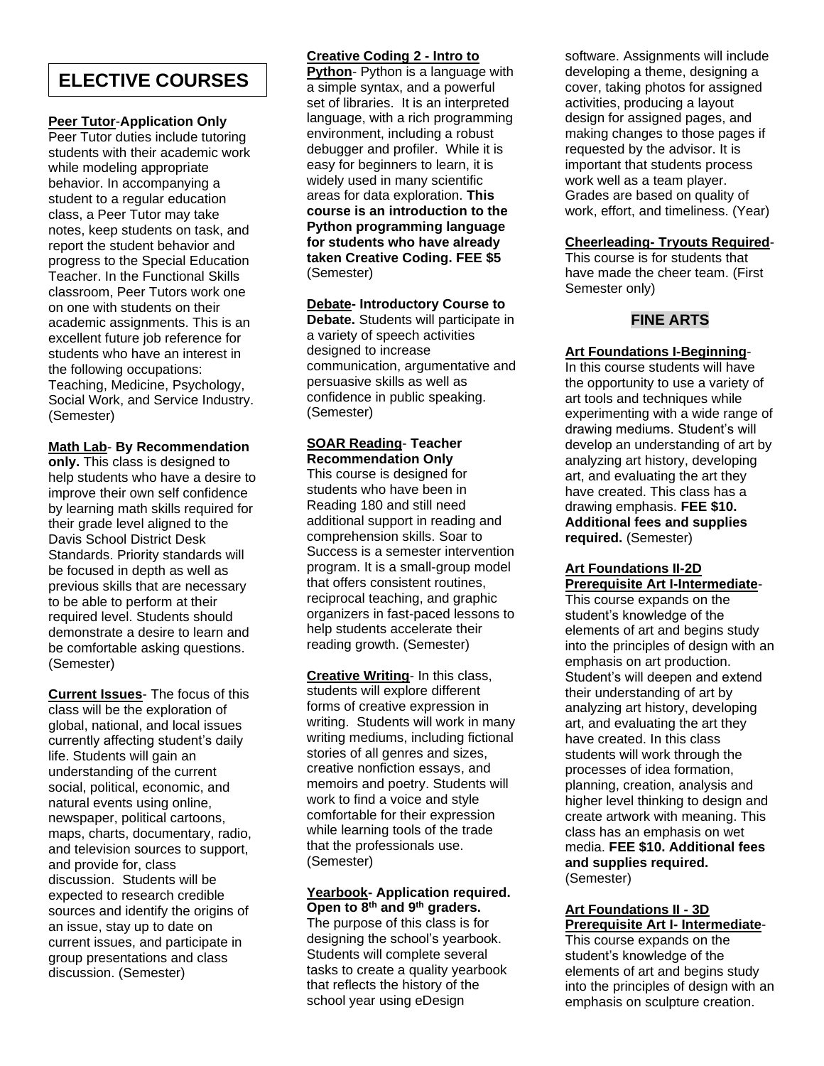# ELECTIVE COURSES

**Peer Tutor-Application Only**
Peer Tutor duties include tutoring students with their academic work while modeling appropriate behavior. In accompanying a student to a regular education class, a Peer Tutor may take notes, keep students on task, and report the student behavior and progress to the Special Education Teacher. In the Functional Skills classroom, Peer Tutors work one on one with students on their academic assignments. This is an excellent future job reference for students who have an interest in the following occupations: Teaching, Medicine, Psychology, Social Work, and Service Industry. (Semester)

**Math Lab- By Recommendation only.** This class is designed to help students who have a desire to improve their own self confidence by learning math skills required for their grade level aligned to the Davis School District Desk Standards. Priority standards will be focused in depth as well as previous skills that are necessary to be able to perform at their required level. Students should demonstrate a desire to learn and be comfortable asking questions. (Semester)

**Current Issues**- The focus of this class will be the exploration of global, national, and local issues currently affecting student's daily life. Students will gain an understanding of the current social, political, economic, and natural events using online, newspaper, political cartoons, maps, charts, documentary, radio, and television sources to support, and provide for, class discussion. Students will be expected to research credible sources and identify the origins of an issue, stay up to date on current issues, and participate in group presentations and class discussion. (Semester)

**Creative Coding 2 - Intro to Python**- Python is a language with a simple syntax, and a powerful set of libraries. It is an interpreted language, with a rich programming environment, including a robust debugger and profiler. While it is easy for beginners to learn, it is widely used in many scientific areas for data exploration. **This course is an introduction to the Python programming language for students who have already taken Creative Coding. FEE $5** (Semester)

**Debate- Introductory Course to Debate.** Students will participate in a variety of speech activities designed to increase communication, argumentative and persuasive skills as well as confidence in public speaking. (Semester)

**SOAR Reading- Teacher Recommendation Only**
This course is designed for students who have been in Reading 180 and still need additional support in reading and comprehension skills. Soar to Success is a semester intervention program. It is a small-group model that offers consistent routines, reciprocal teaching, and graphic organizers in fast-paced lessons to help students accelerate their reading growth. (Semester)

**Creative Writing**- In this class, students will explore different forms of creative expression in writing. Students will work in many writing mediums, including fictional stories of all genres and sizes, creative nonfiction essays, and memoirs and poetry. Students will work to find a voice and style comfortable for their expression while learning tools of the trade that the professionals use. (Semester)

**Yearbook- Application required. Open to 8th and 9th graders.**
The purpose of this class is for designing the school's yearbook. Students will complete several tasks to create a quality yearbook that reflects the history of the school year using eDesign software. Assignments will include developing a theme, designing a cover, taking photos for assigned activities, producing a layout design for assigned pages, and making changes to those pages if requested by the advisor. It is important that students process work well as a team player. Grades are based on quality of work, effort, and timeliness. (Year)

**Cheerleading- Tryouts Required**-
This course is for students that have made the cheer team. (First Semester only)

## FINE ARTS

**Art Foundations I-Beginning**-
In this course students will have the opportunity to use a variety of art tools and techniques while experimenting with a wide range of drawing mediums. Student's will develop an understanding of art by analyzing art history, developing art, and evaluating the art they have created. This class has a drawing emphasis. **FEE $10. Additional fees and supplies required.** (Semester)

**Art Foundations II-2D Prerequisite Art I-Intermediate**-
This course expands on the student's knowledge of the elements of art and begins study into the principles of design with an emphasis on art production. Student's will deepen and extend their understanding of art by analyzing art history, developing art, and evaluating the art they have created. In this class students will work through the processes of idea formation, planning, creation, analysis and higher level thinking to design and create artwork with meaning. This class has an emphasis on wet media. **FEE $10. Additional fees and supplies required.** (Semester)

**Art Foundations II - 3D Prerequisite Art I- Intermediate**-
This course expands on the student's knowledge of the elements of art and begins study into the principles of design with an emphasis on sculpture creation.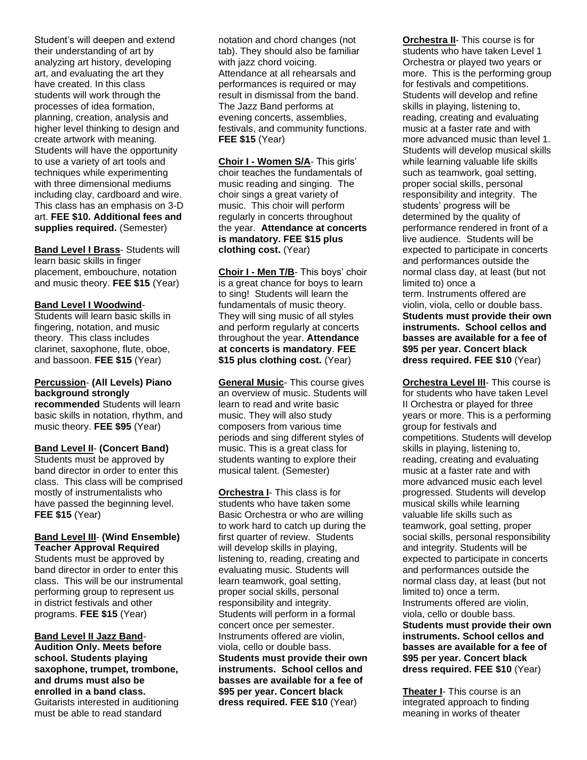Student's will deepen and extend their understanding of art by analyzing art history, developing art, and evaluating the art they have created. In this class students will work through the processes of idea formation, planning, creation, analysis and higher level thinking to design and create artwork with meaning. Students will have the opportunity to use a variety of art tools and techniques while experimenting with three dimensional mediums including clay, cardboard and wire. This class has an emphasis on 3-D art. **FEE $10. Additional fees and supplies required.** (Semester)

**Band Level I Brass**- Students will learn basic skills in finger placement, embouchure, notation and music theory. **FEE $15** (Year)

**Band Level I Woodwind**- Students will learn basic skills in fingering, notation, and music theory. This class includes clarinet, saxophone, flute, oboe, and bassoon. **FEE $15** (Year)

**Percussion**- **(All Levels) Piano background strongly recommended** Students will learn basic skills in notation, rhythm, and music theory. **FEE $95** (Year)

**Band Level II**- **(Concert Band)** Students must be approved by band director in order to enter this class. This class will be comprised mostly of instrumentalists who have passed the beginning level. **FEE $15** (Year)

**Band Level III**- **(Wind Ensemble) Teacher Approval Required** Students must be approved by band director in order to enter this class. This will be our instrumental performing group to represent us in district festivals and other programs. **FEE $15** (Year)

**Band Level II Jazz Band**- **Audition Only. Meets before school. Students playing saxophone, trumpet, trombone, and drums must also be enrolled in a band class.** Guitarists interested in auditioning must be able to read standard notation and chord changes (not tab). They should also be familiar with jazz chord voicing. Attendance at all rehearsals and performances is required or may result in dismissal from the band. The Jazz Band performs at evening concerts, assemblies, festivals, and community functions. **FEE $15** (Year)

**Choir I - Women S/A**- This girls' choir teaches the fundamentals of music reading and singing. The choir sings a great variety of music. This choir will perform regularly in concerts throughout the year. **Attendance at concerts is mandatory. FEE $15 plus clothing cost.** (Year)

**Choir I - Men T/B**- This boys' choir is a great chance for boys to learn to sing! Students will learn the fundamentals of music theory. They will sing music of all styles and perform regularly at concerts throughout the year. **Attendance at concerts is mandatory**. **FEE $15 plus clothing cost.** (Year)

**General Music**- This course gives an overview of music. Students will learn to read and write basic music. They will also study composers from various time periods and sing different styles of music. This is a great class for students wanting to explore their musical talent. (Semester)

**Orchestra I**- This class is for students who have taken some Basic Orchestra or who are willing to work hard to catch up during the first quarter of review. Students will develop skills in playing, listening to, reading, creating and evaluating music. Students will learn teamwork, goal setting, proper social skills, personal responsibility and integrity. Students will perform in a formal concert once per semester. Instruments offered are violin, viola, cello or double bass. **Students must provide their own instruments. School cellos and basses are available for a fee of $95 per year. Concert black dress required. FEE $10** (Year)

**Orchestra II**- This course is for students who have taken Level 1 Orchestra or played two years or more. This is the performing group for festivals and competitions. Students will develop and refine skills in playing, listening to, reading, creating and evaluating music at a faster rate and with more advanced music than level 1. Students will develop musical skills while learning valuable life skills such as teamwork, goal setting, proper social skills, personal responsibility and integrity. The students' progress will be determined by the quality of performance rendered in front of a live audience. Students will be expected to participate in concerts and performances outside the normal class day, at least (but not limited to) once a term. Instruments offered are violin, viola, cello or double bass. **Students must provide their own instruments. School cellos and basses are available for a fee of $95 per year. Concert black dress required. FEE $10** (Year)

**Orchestra Level III**- This course is for students who have taken Level II Orchestra or played for three years or more. This is a performing group for festivals and competitions. Students will develop skills in playing, listening to, reading, creating and evaluating music at a faster rate and with more advanced music each level progressed. Students will develop musical skills while learning valuable life skills such as teamwork, goal setting, proper social skills, personal responsibility and integrity. Students will be expected to participate in concerts and performances outside the normal class day, at least (but not limited to) once a term. Instruments offered are violin, viola, cello or double bass. **Students must provide their own instruments. School cellos and basses are available for a fee of $95 per year. Concert black dress required. FEE $10** (Year)

**Theater I**- This course is an integrated approach to finding meaning in works of theater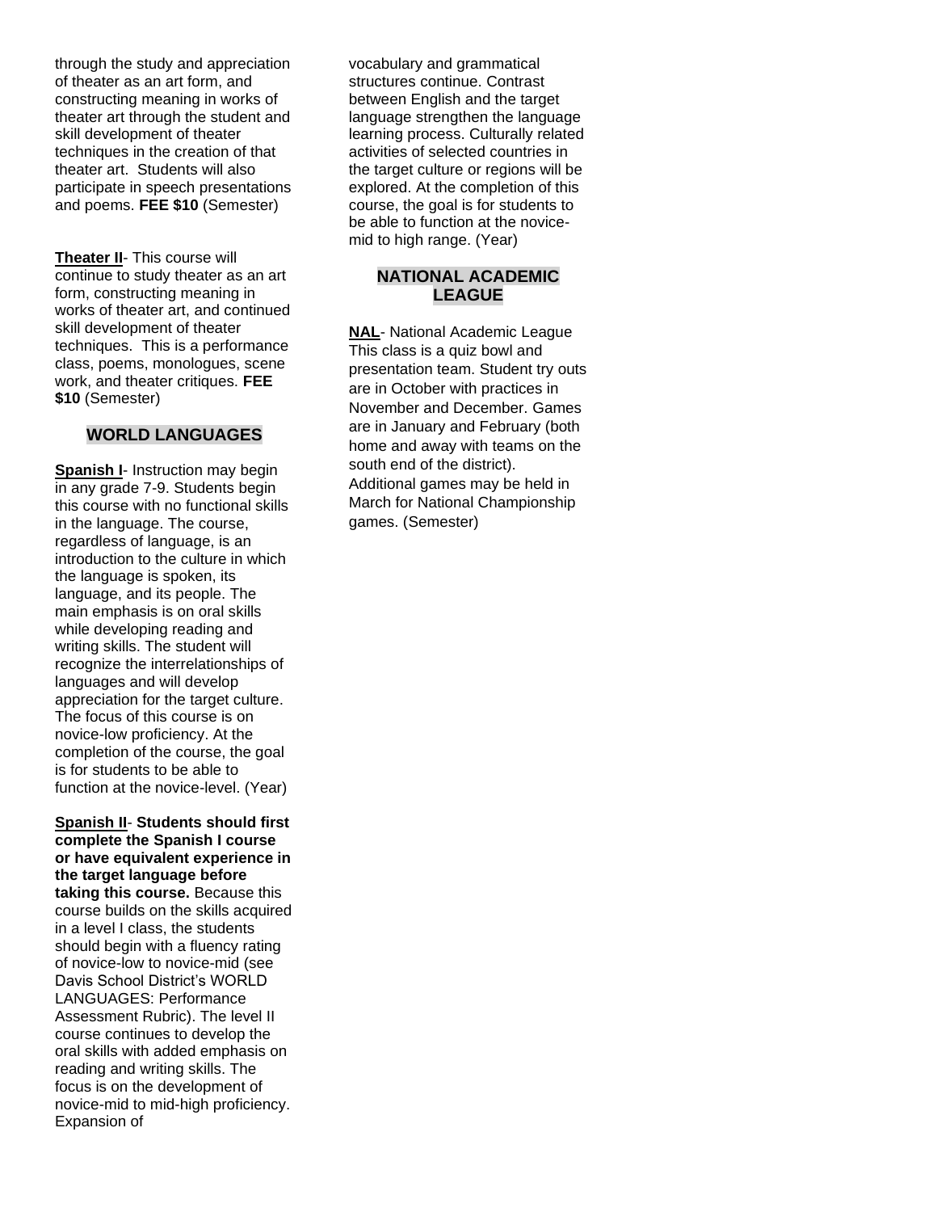through the study and appreciation of theater as an art form, and constructing meaning in works of theater art through the student and skill development of theater techniques in the creation of that theater art. Students will also participate in speech presentations and poems. **FEE $10** (Semester)

**Theater II**- This course will continue to study theater as an art form, constructing meaning in works of theater art, and continued skill development of theater techniques. This is a performance class, poems, monologues, scene work, and theater critiques. **FEE $10** (Semester)

## WORLD LANGUAGES

**Spanish I**- Instruction may begin in any grade 7-9. Students begin this course with no functional skills in the language. The course, regardless of language, is an introduction to the culture in which the language is spoken, its language, and its people. The main emphasis is on oral skills while developing reading and writing skills. The student will recognize the interrelationships of languages and will develop appreciation for the target culture. The focus of this course is on novice-low proficiency. At the completion of the course, the goal is for students to be able to function at the novice-level. (Year)

**Spanish II**- **Students should first complete the Spanish I course or have equivalent experience in the target language before taking this course.** Because this course builds on the skills acquired in a level I class, the students should begin with a fluency rating of novice-low to novice-mid (see Davis School District's WORLD LANGUAGES: Performance Assessment Rubric). The level II course continues to develop the oral skills with added emphasis on reading and writing skills. The focus is on the development of novice-mid to mid-high proficiency. Expansion of vocabulary and grammatical structures continue. Contrast between English and the target language strengthen the language learning process. Culturally related activities of selected countries in the target culture or regions will be explored. At the completion of this course, the goal is for students to be able to function at the novice-mid to high range. (Year)

## NATIONAL ACADEMIC LEAGUE

**NAL**- National Academic League This class is a quiz bowl and presentation team. Student try outs are in October with practices in November and December. Games are in January and February (both home and away with teams on the south end of the district). Additional games may be held in March for National Championship games. (Semester)